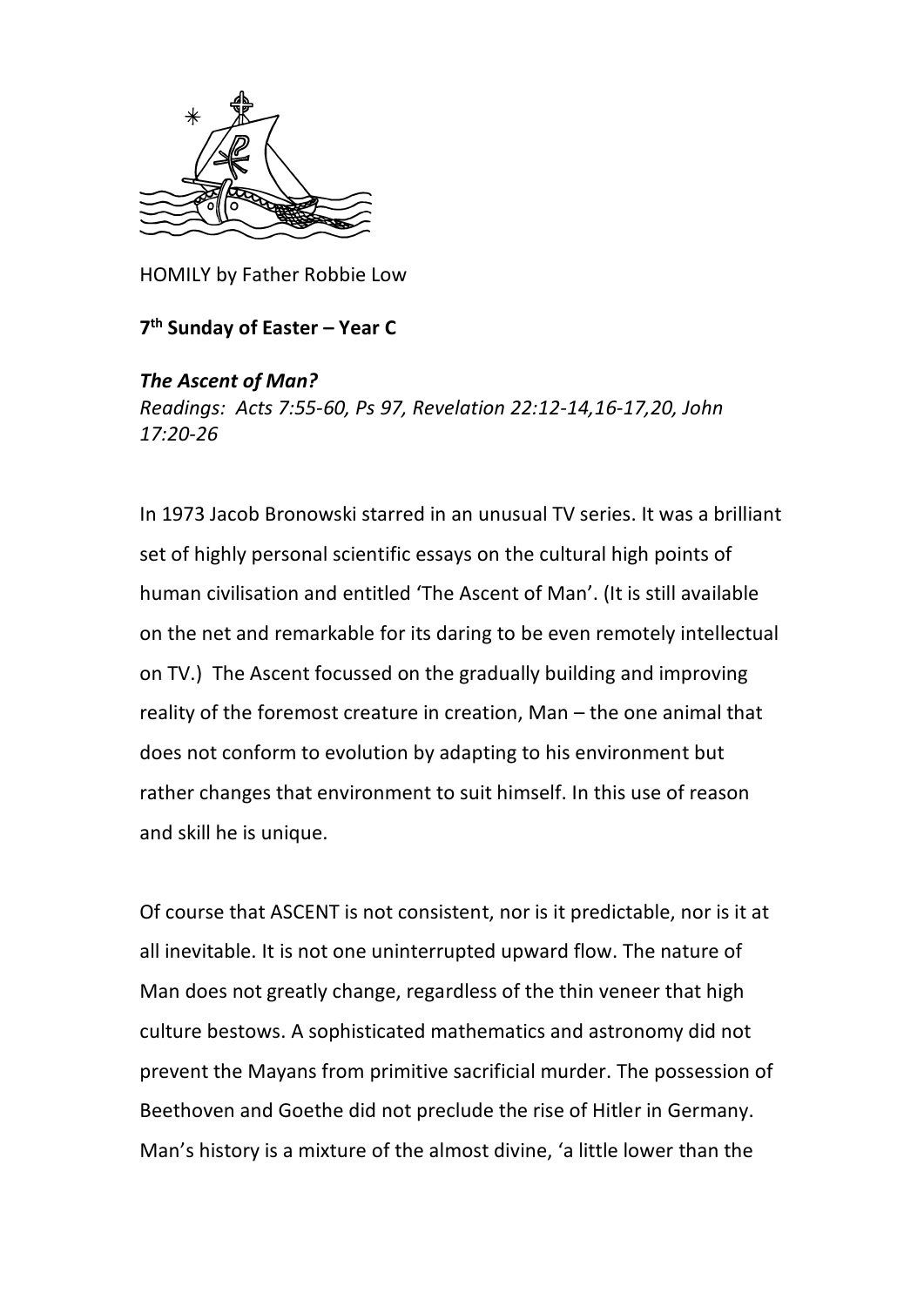HOMILY by Father Robbie Low

**7th Sunday of Easter – Year C**

***The Ascent of Man?***

*Readings: Acts 7:55-60, Ps 97, Revelation 22:12-14,16-17,20, John 17:20-26*

In 1973 Jacob Bronowski starred in an unusual TV series. It was a brilliant set of highly personal scientific essays on the cultural high points of human civilisation and entitled 'The Ascent of Man'. (It is still available on the net and remarkable for its daring to be even remotely intellectual on TV.) The Ascent focussed on the gradually building and improving reality of the foremost creature in creation, Man – the one animal that does not conform to evolution by adapting to his environment but rather changes that environment to suit himself. In this use of reason and skill he is unique.

Of course that ASCENT is not consistent, nor is it predictable, nor is it at all inevitable. It is not one uninterrupted upward flow. The nature of Man does not greatly change, regardless of the thin veneer that high culture bestows. A sophisticated mathematics and astronomy did not prevent the Mayans from primitive sacrificial murder. The possession of Beethoven and Goethe did not preclude the rise of Hitler in Germany. Man's history is a mixture of the almost divine, 'a little lower than the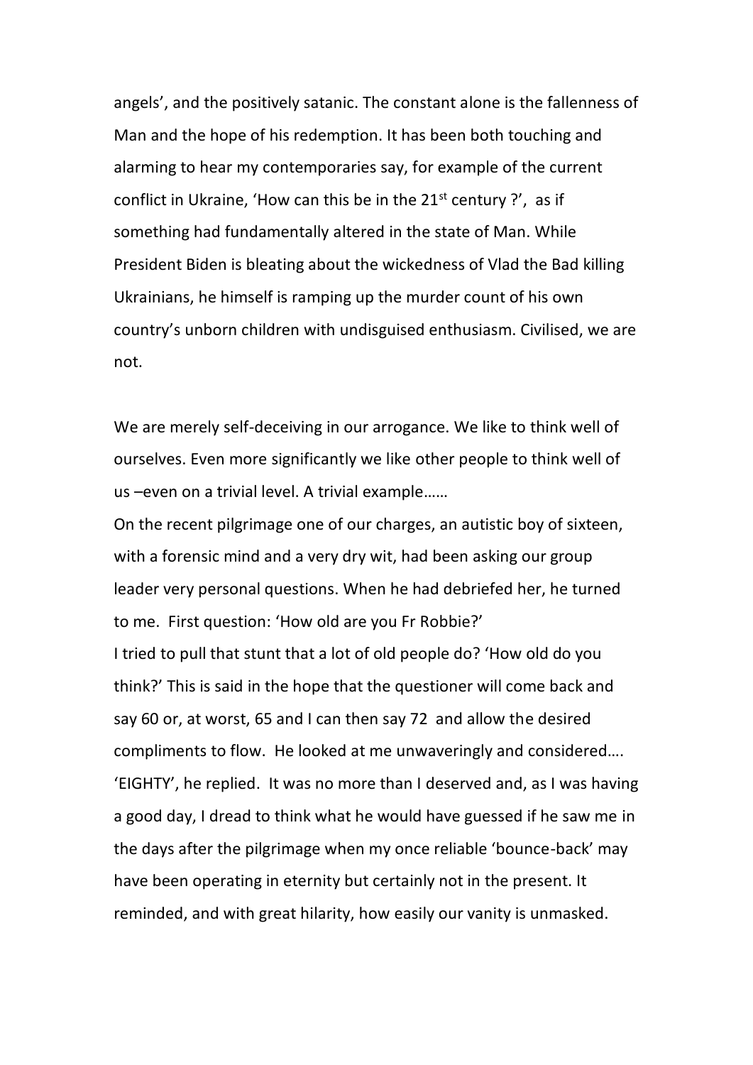angels', and the positively satanic. The constant alone is the fallenness of Man and the hope of his redemption. It has been both touching and alarming to hear my contemporaries say, for example of the current conflict in Ukraine, 'How can this be in the 21st century ?', as if something had fundamentally altered in the state of Man. While President Biden is bleating about the wickedness of Vlad the Bad killing Ukrainians, he himself is ramping up the murder count of his own country's unborn children with undisguised enthusiasm. Civilised, we are not.

We are merely self-deceiving in our arrogance. We like to think well of ourselves. Even more significantly we like other people to think well of us –even on a trivial level. A trivial example……

On the recent pilgrimage one of our charges, an autistic boy of sixteen, with a forensic mind and a very dry wit, had been asking our group leader very personal questions. When he had debriefed her, he turned to me. First question: 'How old are you Fr Robbie?'

I tried to pull that stunt that a lot of old people do? 'How old do you think?' This is said in the hope that the questioner will come back and say 60 or, at worst, 65 and I can then say 72 and allow the desired compliments to flow. He looked at me unwaveringly and considered…. 'EIGHTY', he replied. It was no more than I deserved and, as I was having a good day, I dread to think what he would have guessed if he saw me in the days after the pilgrimage when my once reliable 'bounce-back' may have been operating in eternity but certainly not in the present. It reminded, and with great hilarity, how easily our vanity is unmasked.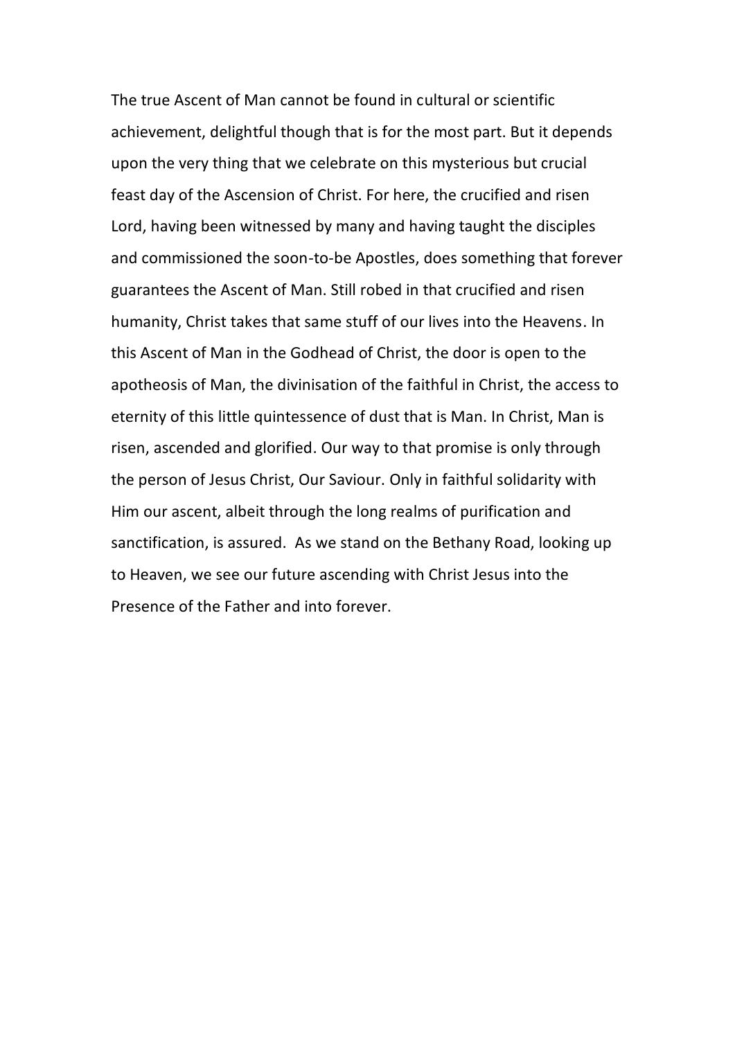The true Ascent of Man cannot be found in cultural or scientific achievement, delightful though that is for the most part. But it depends upon the very thing that we celebrate on this mysterious but crucial feast day of the Ascension of Christ. For here, the crucified and risen Lord, having been witnessed by many and having taught the disciples and commissioned the soon-to-be Apostles, does something that forever guarantees the Ascent of Man. Still robed in that crucified and risen humanity, Christ takes that same stuff of our lives into the Heavens. In this Ascent of Man in the Godhead of Christ, the door is open to the apotheosis of Man, the divinisation of the faithful in Christ, the access to eternity of this little quintessence of dust that is Man. In Christ, Man is risen, ascended and glorified. Our way to that promise is only through the person of Jesus Christ, Our Saviour. Only in faithful solidarity with Him our ascent, albeit through the long realms of purification and sanctification, is assured. As we stand on the Bethany Road, looking up to Heaven, we see our future ascending with Christ Jesus into the Presence of the Father and into forever.